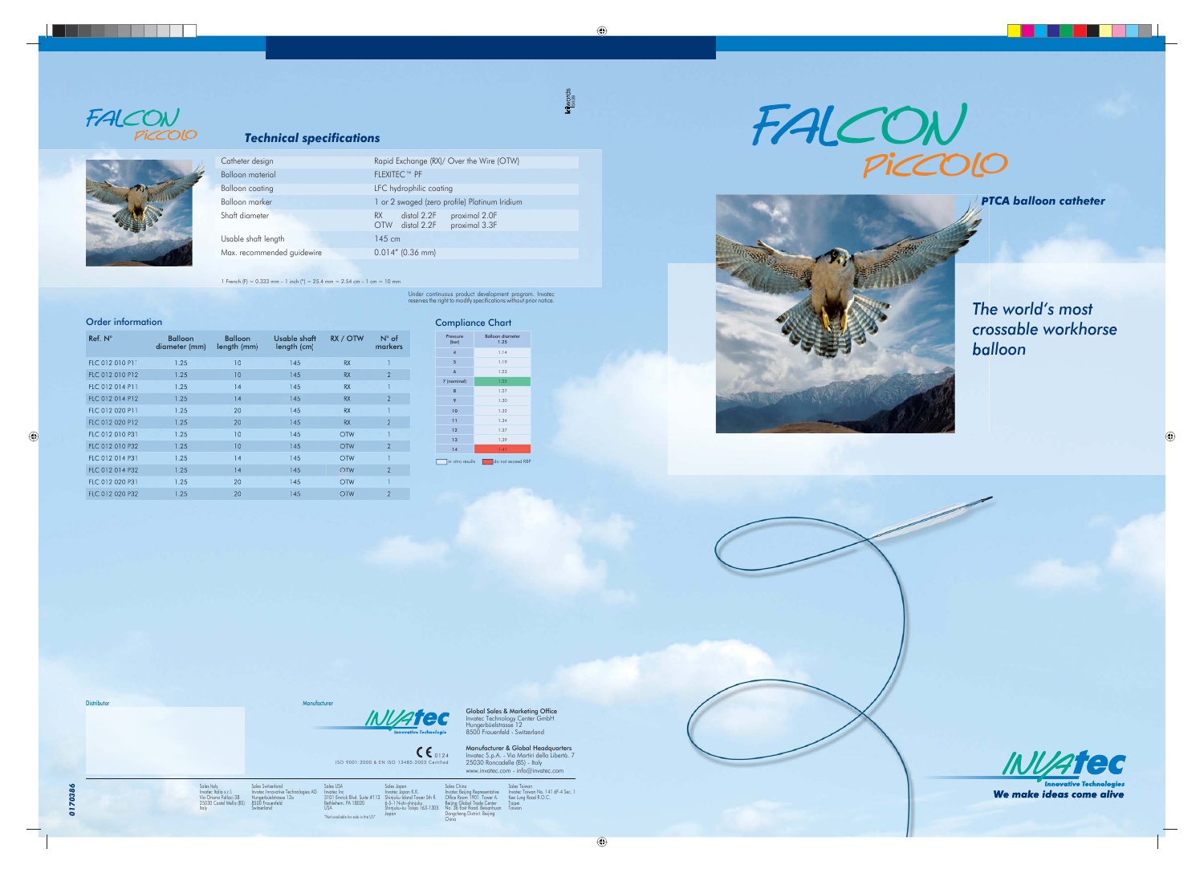# FALCON PICCOLO

## Technical specifications

| | |
|---|---|
| Catheter design | Rapid Exchange (RX)/ Over the Wire (OTW) |
| Balloon material | FLEXITEC™ PF |
| Balloon coating | LFC hydrophilic coating |
| Balloon marker | 1 or 2 swaged (zero profile) Platinum Iridium |
| Shaft diameter | RX distal 2.2F proximal 2.0F<br>OTW distal 2.2F proximal 3.3F |
| Usable shaft length | 145 cm |
| Max. recommended guidewire | 0.014" (0.36 mm) |

1 French (F) = 0.333 mm - 1 inch (") = 25.4 mm = 2.54 cm - 1 cm = 10 mm

Under continuous product development program, Invatec reserves the right to modify specifications without prior notice.

## Order information

| Ref. N° | Balloon diameter (mm) | Balloon length (mm) | Usable shaft length (cm) | RX / OTW | N° of markers |
|---|---|---|---|---|---|
| FLC 012 010 P11 | 1.25 | 10 | 145 | RX | 1 |
| FLC 012 010 P12 | 1.25 | 10 | 145 | RX | 2 |
| FLC 012 014 P11 | 1.25 | 14 | 145 | RX | 1 |
| FLC 012 014 P12 | 1.25 | 14 | 145 | RX | 2 |
| FLC 012 020 P11 | 1.25 | 20 | 145 | RX | 1 |
| FLC 012 020 P12 | 1.25 | 20 | 145 | RX | 2 |
| FLC 012 010 P31 | 1.25 | 10 | 145 | OTW | 1 |
| FLC 012 010 P32 | 1.25 | 10 | 145 | OTW | 2 |
| FLC 012 014 P31 | 1.25 | 14 | 145 | OTW | 1 |
| FLC 012 014 P32 | 1.25 | 14 | 145 | OTW | 2 |
| FLC 012 020 P31 | 1.25 | 20 | 145 | OTW | 1 |
| FLC 012 020 P32 | 1.25 | 20 | 145 | OTW | 2 |

## Compliance Chart

| Pressure (bar) | Balloon diameter 1.25 |
|---|---|
| 4 | 1.14 |
| 5 | 1.19 |
| 6 | 1.22 |
| 7 (nominal) | 1.25 |
| 8 | 1.27 |
| 9 | 1.30 |
| 10 | 1.32 |
| 11 | 1.34 |
| 12 | 1.37 |
| 13 | 1.39 |
| 14 | 1.41 |

in vitro results — do not exceed RBP

Distributor

Manufacturer

INVATEC Innovative Technologies

**Global Sales & Marketing Office**
Invatec Technology Center GmbH
Hungerbüelstrasse 12
8500 Frauenfeld - Switzerland

**Manufacturer & Global Headquarters**
Invatec S.p.A. - Via Martiri della Libertà, 7
25030 Roncadelle (BS) - Italy
www.invatec.com - info@invatec.com

CE 0124
ISO 9001:2000 & EN ISO 13485:2003 Certified

Sales Italy
Invatec Italia s.r.l.
Via Oriana Fallaci 38
25030 Castel Mella (BS)
Italy

Sales Switzerland
Invatec Innovative Technologies AG
Hungerbüelstrasse 12a
8500 Frauenfeld
Switzerland

Sales USA
Invatec Inc
3101 Emrick Blvd. Suite #113
Bethlehem, PA 18020
USA

*Not available for sale in the US*

Sales Japan
Invatec Japan K.K.
Shinjuku Island Tower 5th fl.
6-5-1 Nishi-shinjuku
Shinjuku-ku Tokyo 163-1305
Japan

Sales China
Invatec Beijing Representative
Office Room 1901, Tower A
Beijing Global Trade Center
No. 36 East Road, Beisanhuan
Dongcheng District, Beijing
China

Sales Taiwan
Invatec Taiwan No. 141 6F-4 Sec. 1
Kee Lung Road R.O.C.
Taipei
Taiwan

0170386

# FALCON PICCOLO

***PTCA balloon catheter***

*The world's most crossable workhorse balloon*

INVATEC Innovative Technologies
**We make ideas come alive**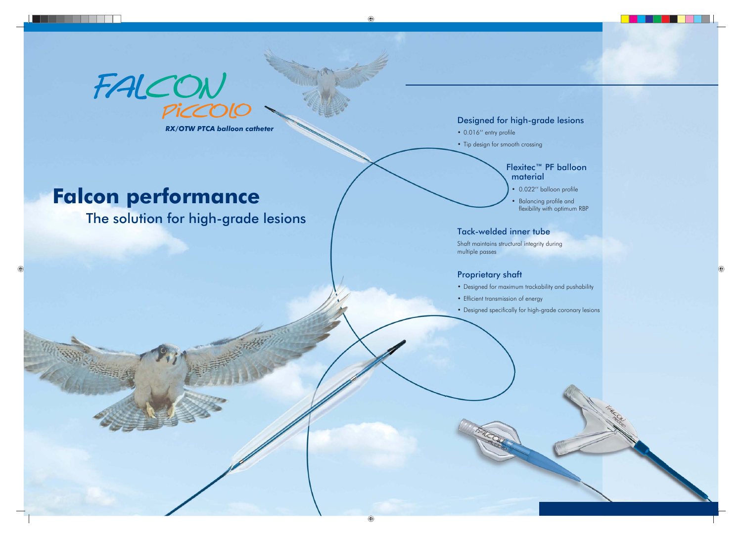FALCON PICCOLO

***RX/OTW PTCA balloon catheter***

# Falcon performance

## The solution for high-grade lesions

### Designed for high-grade lesions

- 0.016'' entry profile
- Tip design for smooth crossing

### Flexitec™ PF balloon material

- 0.022'' balloon profile
- Balancing profile and flexibility with optimum RBP

### Tack-welded inner tube

Shaft maintains structural integrity during multiple passes

### Proprietary shaft

- Designed for maximum trackability and pushability
- Efficient transmission of energy
- Designed specifically for high-grade coronary lesions